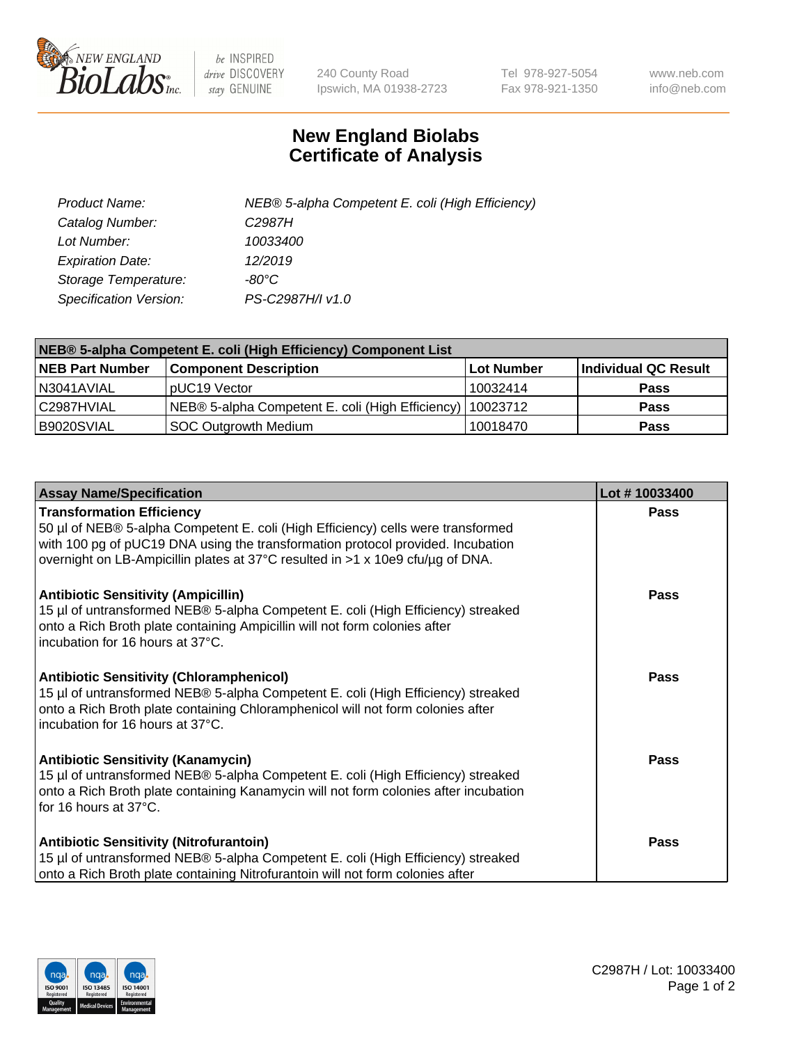New England BioLabs Inc. — be INSPIRED, drive DISCOVERY, stay GENUINE

240 County Road
Ipswich, MA 01938-2723

Tel 978-927-5054
Fax 978-921-1350

www.neb.com
info@neb.com

# New England Biolabs Certificate of Analysis

| | |
|---|---|
| *Product Name:* | *NEB® 5-alpha Competent E. coli (High Efficiency)* |
| *Catalog Number:* | *C2987H* |
| *Lot Number:* | *10033400* |
| *Expiration Date:* | *12/2019* |
| *Storage Temperature:* | *-80°C* |
| *Specification Version:* | *PS-C2987H/I v1.0* |

**NEB® 5-alpha Competent E. coli (High Efficiency) Component List**

| NEB Part Number | Component Description | Lot Number | Individual QC Result |
|---|---|---|---|
| N3041AVIAL | pUC19 Vector | 10032414 | **Pass** |
| C2987HVIAL | NEB® 5-alpha Competent E. coli (High Efficiency) | 10023712 | **Pass** |
| B9020SVIAL | SOC Outgrowth Medium | 10018470 | **Pass** |

| Assay Name/Specification | Lot # 10033400 |
|---|---|
| **Transformation Efficiency**<br>50 µl of NEB® 5-alpha Competent E. coli (High Efficiency) cells were transformed with 100 pg of pUC19 DNA using the transformation protocol provided. Incubation overnight on LB-Ampicillin plates at 37°C resulted in >1 x 10e9 cfu/µg of DNA. | **Pass** |
| **Antibiotic Sensitivity (Ampicillin)**<br>15 µl of untransformed NEB® 5-alpha Competent E. coli (High Efficiency) streaked onto a Rich Broth plate containing Ampicillin will not form colonies after incubation for 16 hours at 37°C. | **Pass** |
| **Antibiotic Sensitivity (Chloramphenicol)**<br>15 µl of untransformed NEB® 5-alpha Competent E. coli (High Efficiency) streaked onto a Rich Broth plate containing Chloramphenicol will not form colonies after incubation for 16 hours at 37°C. | **Pass** |
| **Antibiotic Sensitivity (Kanamycin)**<br>15 µl of untransformed NEB® 5-alpha Competent E. coli (High Efficiency) streaked onto a Rich Broth plate containing Kanamycin will not form colonies after incubation for 16 hours at 37°C. | **Pass** |
| **Antibiotic Sensitivity (Nitrofurantoin)**<br>15 µl of untransformed NEB® 5-alpha Competent E. coli (High Efficiency) streaked onto a Rich Broth plate containing Nitrofurantoin will not form colonies after | **Pass** |

C2987H / Lot: 10033400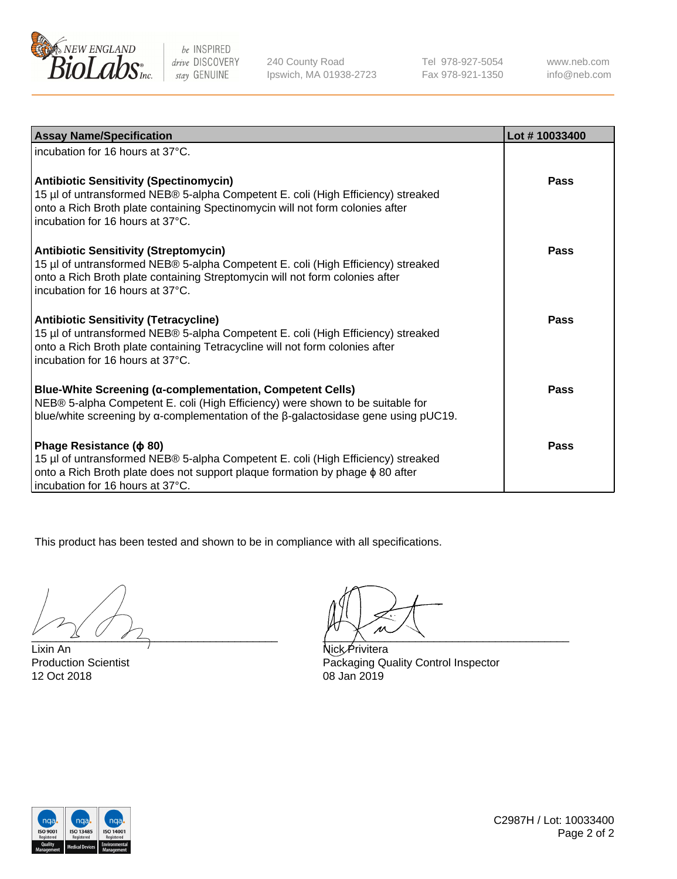| Assay Name/Specification | Lot # 10033400 |
|---|---|
| incubation for 16 hours at 37°C. | |
| **Antibiotic Sensitivity (Spectinomycin)** 15 µl of untransformed NEB® 5-alpha Competent E. coli (High Efficiency) streaked onto a Rich Broth plate containing Spectinomycin will not form colonies after incubation for 16 hours at 37°C. | Pass |
| **Antibiotic Sensitivity (Streptomycin)** 15 µl of untransformed NEB® 5-alpha Competent E. coli (High Efficiency) streaked onto a Rich Broth plate containing Streptomycin will not form colonies after incubation for 16 hours at 37°C. | Pass |
| **Antibiotic Sensitivity (Tetracycline)** 15 µl of untransformed NEB® 5-alpha Competent E. coli (High Efficiency) streaked onto a Rich Broth plate containing Tetracycline will not form colonies after incubation for 16 hours at 37°C. | Pass |
| **Blue-White Screening (α-complementation, Competent Cells)** NEB® 5-alpha Competent E. coli (High Efficiency) were shown to be suitable for blue/white screening by α-complementation of the β-galactosidase gene using pUC19. | Pass |
| **Phage Resistance (ϕ 80)** 15 µl of untransformed NEB® 5-alpha Competent E. coli (High Efficiency) streaked onto a Rich Broth plate does not support plaque formation by phage ϕ 80 after incubation for 16 hours at 37°C. | Pass |

This product has been tested and shown to be in compliance with all specifications.

Lixin An
Production Scientist
12 Oct 2018

Nick Privitera
Packaging Quality Control Inspector
08 Jan 2019

C2987H / Lot: 10033400